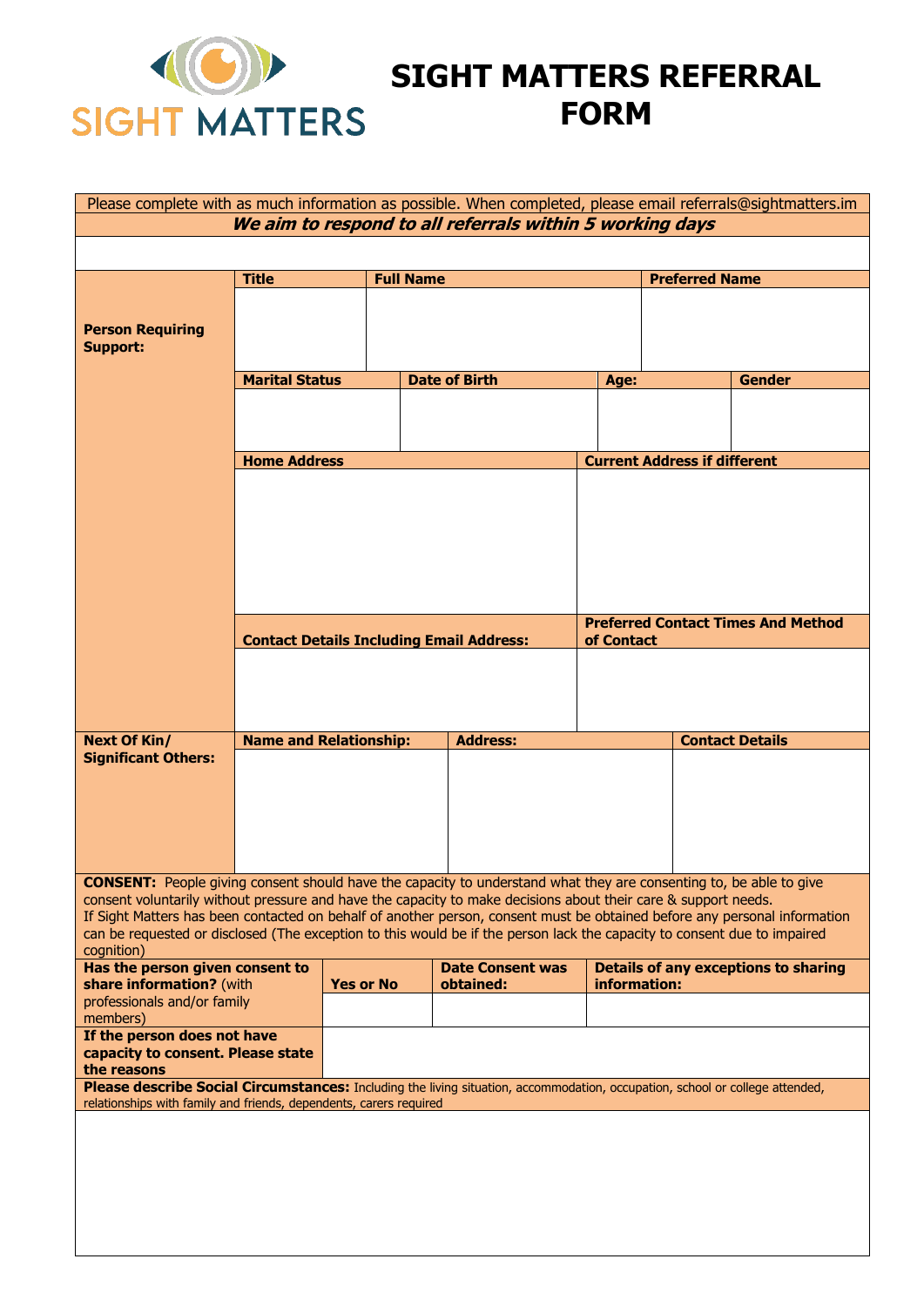SIGHT MATTERS

# SIGHT MATTERS REFERRAL FORM

Please complete with as much information as possible. When completed, please email referrals@sightmatters.im

***We aim to respond to all referrals within 5 working days***

| | | | |
|---|---|---|---|
| **Person Requiring Support:** | **Title** | **Full Name** | **Preferred Name** |
| | | | |
| | **Marital Status** | **Date of Birth** | **Age:** | **Gender** |
| | | | | |
| | **Home Address** | | **Current Address if different** |
| | | | |
| | **Contact Details Including Email Address:** | | **Preferred Contact Times And Method of Contact** |
| | | | |
| **Next Of Kin/ Significant Others:** | **Name and Relationship:** | **Address:** | **Contact Details** |
| | | | |

**CONSENT:** People giving consent should have the capacity to understand what they are consenting to, be able to give consent voluntarily without pressure and have the capacity to make decisions about their care & support needs.
If Sight Matters has been contacted on behalf of another person, consent must be obtained before any personal information can be requested or disclosed (The exception to this would be if the person lack the capacity to consent due to impaired cognition)

| | | | |
|---|---|---|---|
| **Has the person given consent to share information?** (with professionals and/or family members) | **Yes or No** | **Date Consent was obtained:** | **Details of any exceptions to sharing information:** |
| | | | |
| **If the person does not have capacity to consent. Please state the reasons** | | | |

**Please describe Social Circumstances:** Including the living situation, accommodation, occupation, school or college attended, relationships with family and friends, dependents, carers required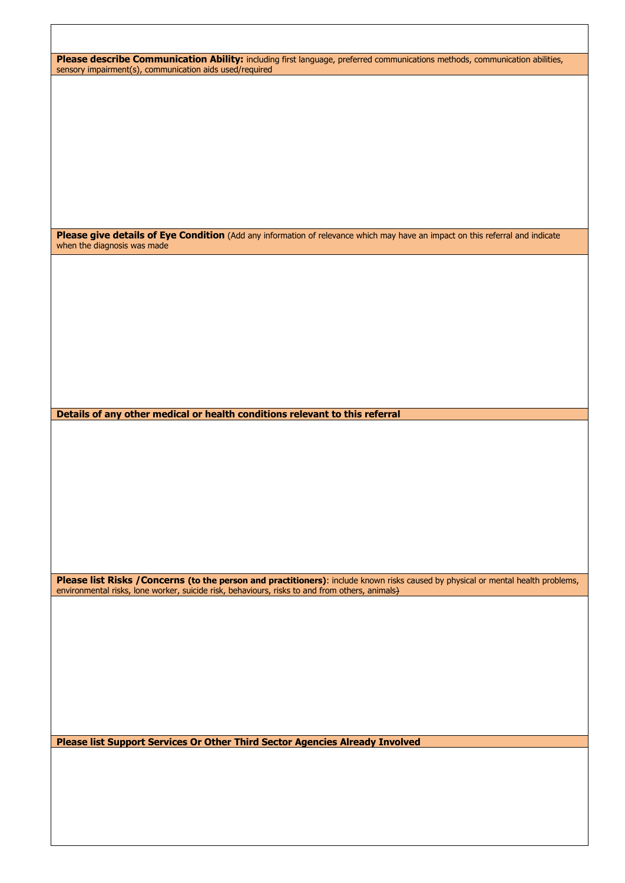**Please describe Communication Ability:** including first language, preferred communications methods, communication abilities, sensory impairment(s), communication aids used/required

**Please give details of Eye Condition** (Add any information of relevance which may have an impact on this referral and indicate when the diagnosis was made

**Details of any other medical or health conditions relevant to this referral**

**Please list Risks /Concerns (to the person and practitioners)**: include known risks caused by physical or mental health problems, environmental risks, lone worker, suicide risk, behaviours, risks to and from others, animals)

**Please list Support Services Or Other Third Sector Agencies Already Involved**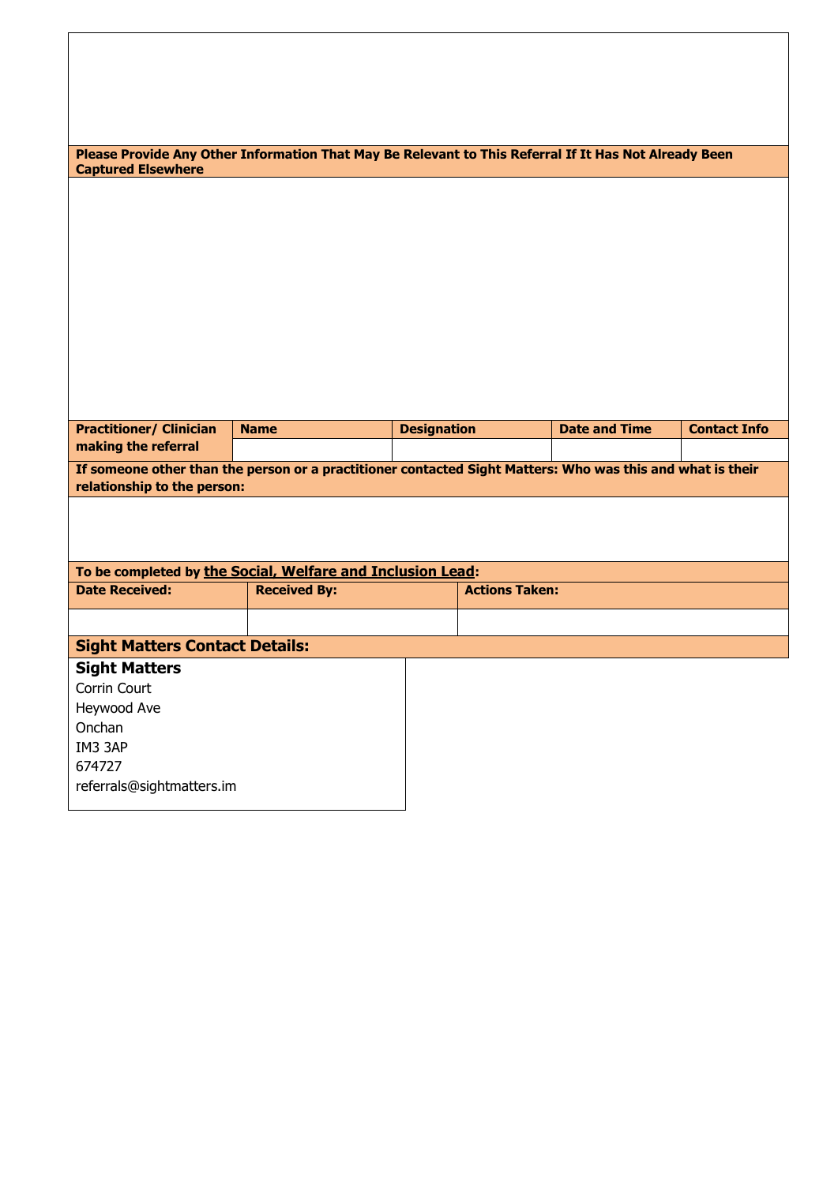**Please Provide Any Other Information That May Be Relevant to This Referral If It Has Not Already Been Captured Elsewhere**

| **Practitioner/ Clinician making the referral** | **Name** | **Designation** | **Date and Time** | **Contact Info** |
|---|---|---|---|---|
| | | | | |

**If someone other than the person or a practitioner contacted Sight Matters: Who was this and what is their relationship to the person:**

**To be completed by <u>the Social, Welfare and Inclusion Lead</u>:**

| **Date Received:** | **Received By:** | **Actions Taken:** |
|---|---|---|
| | | |

## Sight Matters Contact Details:

**Sight Matters**
Corrin Court
Heywood Ave
Onchan
IM3 3AP
674727
referrals@sightmatters.im